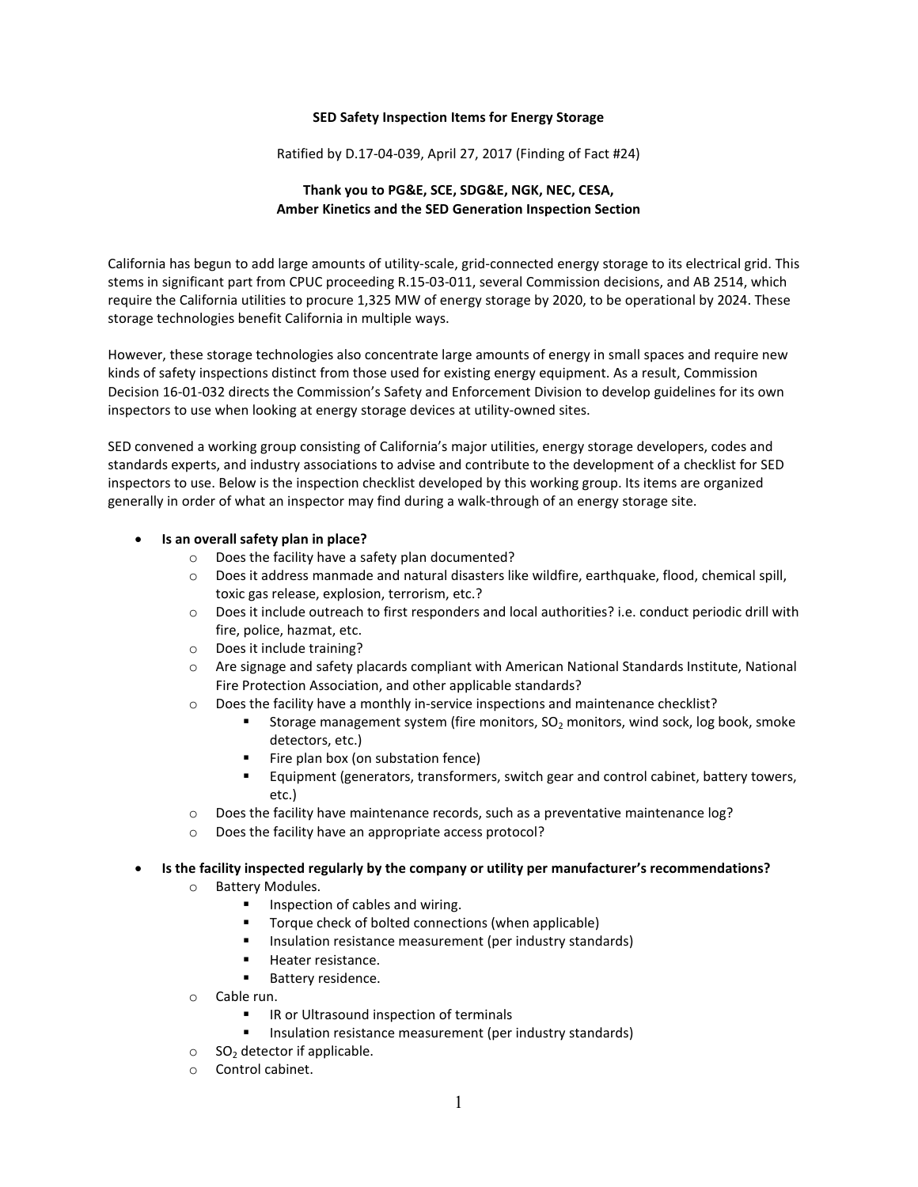# SED Safety Inspection Items for Energy Storage

Ratified by D.17-04-039, April 27, 2017 (Finding of Fact #24)

**Thank you to PG&E, SCE, SDG&E, NGK, NEC, CESA, Amber Kinetics and the SED Generation Inspection Section**

California has begun to add large amounts of utility-scale, grid-connected energy storage to its electrical grid. This stems in significant part from CPUC proceeding R.15-03-011, several Commission decisions, and AB 2514, which require the California utilities to procure 1,325 MW of energy storage by 2020, to be operational by 2024. These storage technologies benefit California in multiple ways.

However, these storage technologies also concentrate large amounts of energy in small spaces and require new kinds of safety inspections distinct from those used for existing energy equipment. As a result, Commission Decision 16-01-032 directs the Commission's Safety and Enforcement Division to develop guidelines for its own inspectors to use when looking at energy storage devices at utility-owned sites.

SED convened a working group consisting of California's major utilities, energy storage developers, codes and standards experts, and industry associations to advise and contribute to the development of a checklist for SED inspectors to use. Below is the inspection checklist developed by this working group. Its items are organized generally in order of what an inspector may find during a walk-through of an energy storage site.

- **Is an overall safety plan in place?**
  - Does the facility have a safety plan documented?
  - Does it address manmade and natural disasters like wildfire, earthquake, flood, chemical spill, toxic gas release, explosion, terrorism, etc.?
  - Does it include outreach to first responders and local authorities? i.e. conduct periodic drill with fire, police, hazmat, etc.
  - Does it include training?
  - Are signage and safety placards compliant with American National Standards Institute, National Fire Protection Association, and other applicable standards?
  - Does the facility have a monthly in-service inspections and maintenance checklist?
    - Storage management system (fire monitors, $SO_2$ monitors, wind sock, log book, smoke detectors, etc.)
    - Fire plan box (on substation fence)
    - Equipment (generators, transformers, switch gear and control cabinet, battery towers, etc.)
  - Does the facility have maintenance records, such as a preventative maintenance log?
  - Does the facility have an appropriate access protocol?

- **Is the facility inspected regularly by the company or utility per manufacturer's recommendations?**
  - Battery Modules.
    - Inspection of cables and wiring.
    - Torque check of bolted connections (when applicable)
    - Insulation resistance measurement (per industry standards)
    - Heater resistance.
    - Battery residence.
  - Cable run.
    - IR or Ultrasound inspection of terminals
    - Insulation resistance measurement (per industry standards)
  - $SO_2$ detector if applicable.
  - Control cabinet.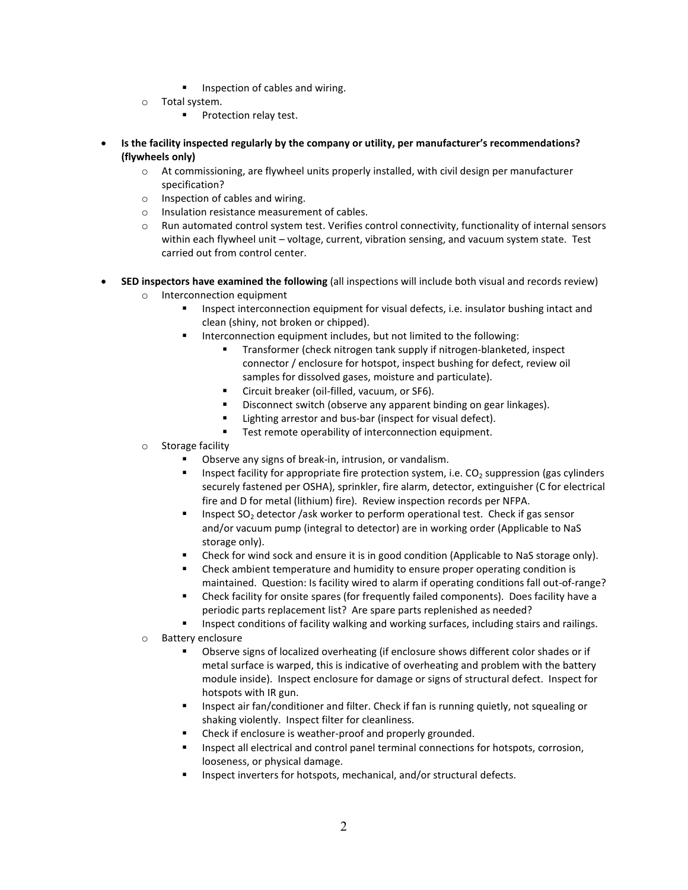- Inspection of cables and wiring.
    - Total system.
        - Protection relay test.

- **Is the facility inspected regularly by the company or utility, per manufacturer's recommendations? (flywheels only)**
    - At commissioning, are flywheel units properly installed, with civil design per manufacturer specification?
    - Inspection of cables and wiring.
    - Insulation resistance measurement of cables.
    - Run automated control system test. Verifies control connectivity, functionality of internal sensors within each flywheel unit – voltage, current, vibration sensing, and vacuum system state. Test carried out from control center.

- **SED inspectors have examined the following** (all inspections will include both visual and records review)
    - Interconnection equipment
        - Inspect interconnection equipment for visual defects, i.e. insulator bushing intact and clean (shiny, not broken or chipped).
        - Interconnection equipment includes, but not limited to the following:
            - Transformer (check nitrogen tank supply if nitrogen-blanketed, inspect connector / enclosure for hotspot, inspect bushing for defect, review oil samples for dissolved gases, moisture and particulate).
            - Circuit breaker (oil-filled, vacuum, or SF6).
            - Disconnect switch (observe any apparent binding on gear linkages).
            - Lighting arrestor and bus-bar (inspect for visual defect).
            - Test remote operability of interconnection equipment.
    - Storage facility
        - Observe any signs of break-in, intrusion, or vandalism.
        - Inspect facility for appropriate fire protection system, i.e. $CO_2$ suppression (gas cylinders securely fastened per OSHA), sprinkler, fire alarm, detector, extinguisher (C for electrical fire and D for metal (lithium) fire). Review inspection records per NFPA.
        - Inspect $SO_2$ detector /ask worker to perform operational test. Check if gas sensor and/or vacuum pump (integral to detector) are in working order (Applicable to NaS storage only).
        - Check for wind sock and ensure it is in good condition (Applicable to NaS storage only).
        - Check ambient temperature and humidity to ensure proper operating condition is maintained. Question: Is facility wired to alarm if operating conditions fall out-of-range?
        - Check facility for onsite spares (for frequently failed components). Does facility have a periodic parts replacement list? Are spare parts replenished as needed?
        - Inspect conditions of facility walking and working surfaces, including stairs and railings.
    - Battery enclosure
        - Observe signs of localized overheating (if enclosure shows different color shades or if metal surface is warped, this is indicative of overheating and problem with the battery module inside). Inspect enclosure for damage or signs of structural defect. Inspect for hotspots with IR gun.
        - Inspect air fan/conditioner and filter. Check if fan is running quietly, not squealing or shaking violently. Inspect filter for cleanliness.
        - Check if enclosure is weather-proof and properly grounded.
        - Inspect all electrical and control panel terminal connections for hotspots, corrosion, looseness, or physical damage.
        - Inspect inverters for hotspots, mechanical, and/or structural defects.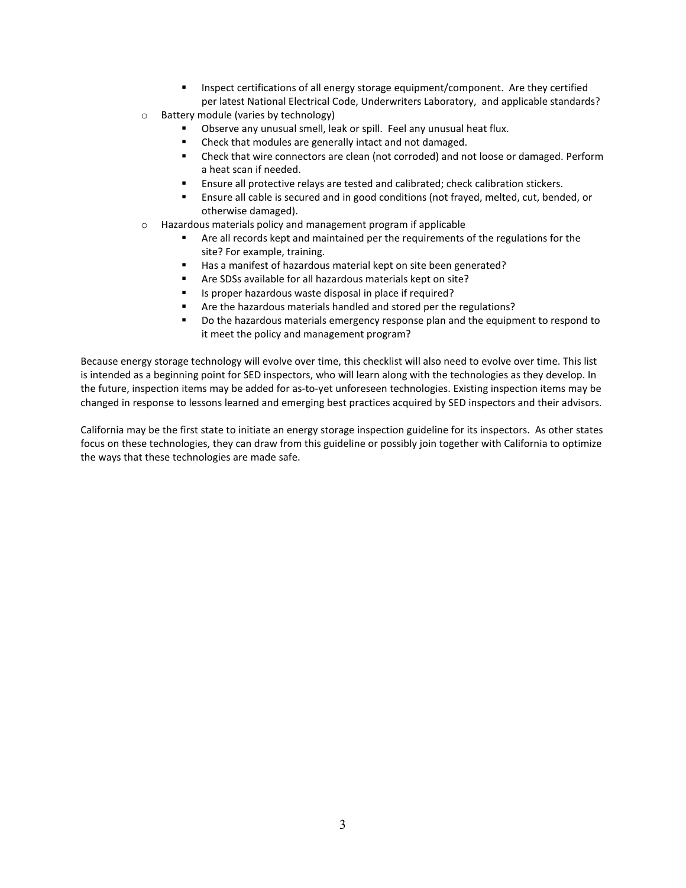- Inspect certifications of all energy storage equipment/component. Are they certified per latest National Electrical Code, Underwriters Laboratory, and applicable standards?
- Battery module (varies by technology)
    - Observe any unusual smell, leak or spill. Feel any unusual heat flux.
    - Check that modules are generally intact and not damaged.
    - Check that wire connectors are clean (not corroded) and not loose or damaged. Perform a heat scan if needed.
    - Ensure all protective relays are tested and calibrated; check calibration stickers.
    - Ensure all cable is secured and in good conditions (not frayed, melted, cut, bended, or otherwise damaged).
- Hazardous materials policy and management program if applicable
    - Are all records kept and maintained per the requirements of the regulations for the site? For example, training.
    - Has a manifest of hazardous material kept on site been generated?
    - Are SDSs available for all hazardous materials kept on site?
    - Is proper hazardous waste disposal in place if required?
    - Are the hazardous materials handled and stored per the regulations?
    - Do the hazardous materials emergency response plan and the equipment to respond to it meet the policy and management program?

Because energy storage technology will evolve over time, this checklist will also need to evolve over time. This list is intended as a beginning point for SED inspectors, who will learn along with the technologies as they develop. In the future, inspection items may be added for as-to-yet unforeseen technologies. Existing inspection items may be changed in response to lessons learned and emerging best practices acquired by SED inspectors and their advisors.

California may be the first state to initiate an energy storage inspection guideline for its inspectors. As other states focus on these technologies, they can draw from this guideline or possibly join together with California to optimize the ways that these technologies are made safe.